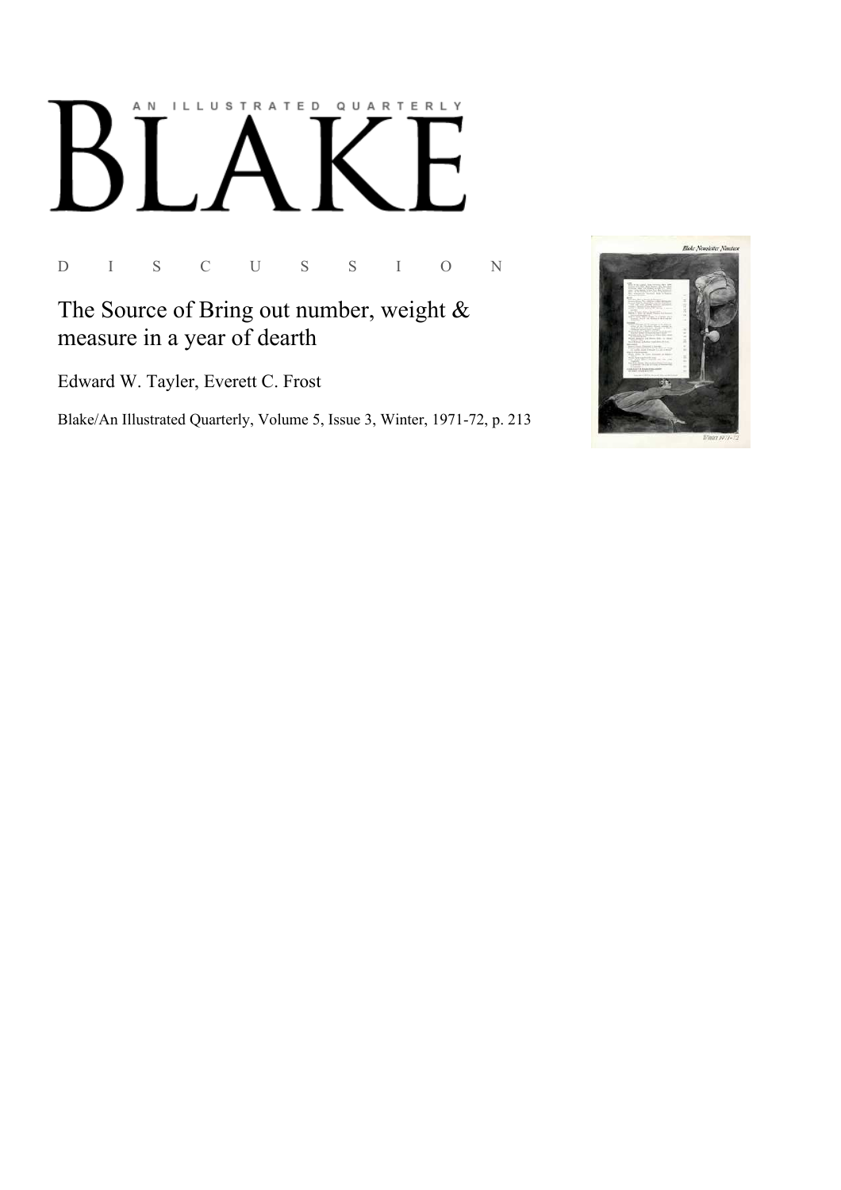AN ILLUSTRATED QUARTERLY

# BLAKE

D I S C U S S I O N

## The Source of Bring out number, weight & measure in a year of dearth

Edward W. Tayler, Everett C. Frost

Blake/An Illustrated Quarterly, Volume 5, Issue 3, Winter, 1971-72, p. 213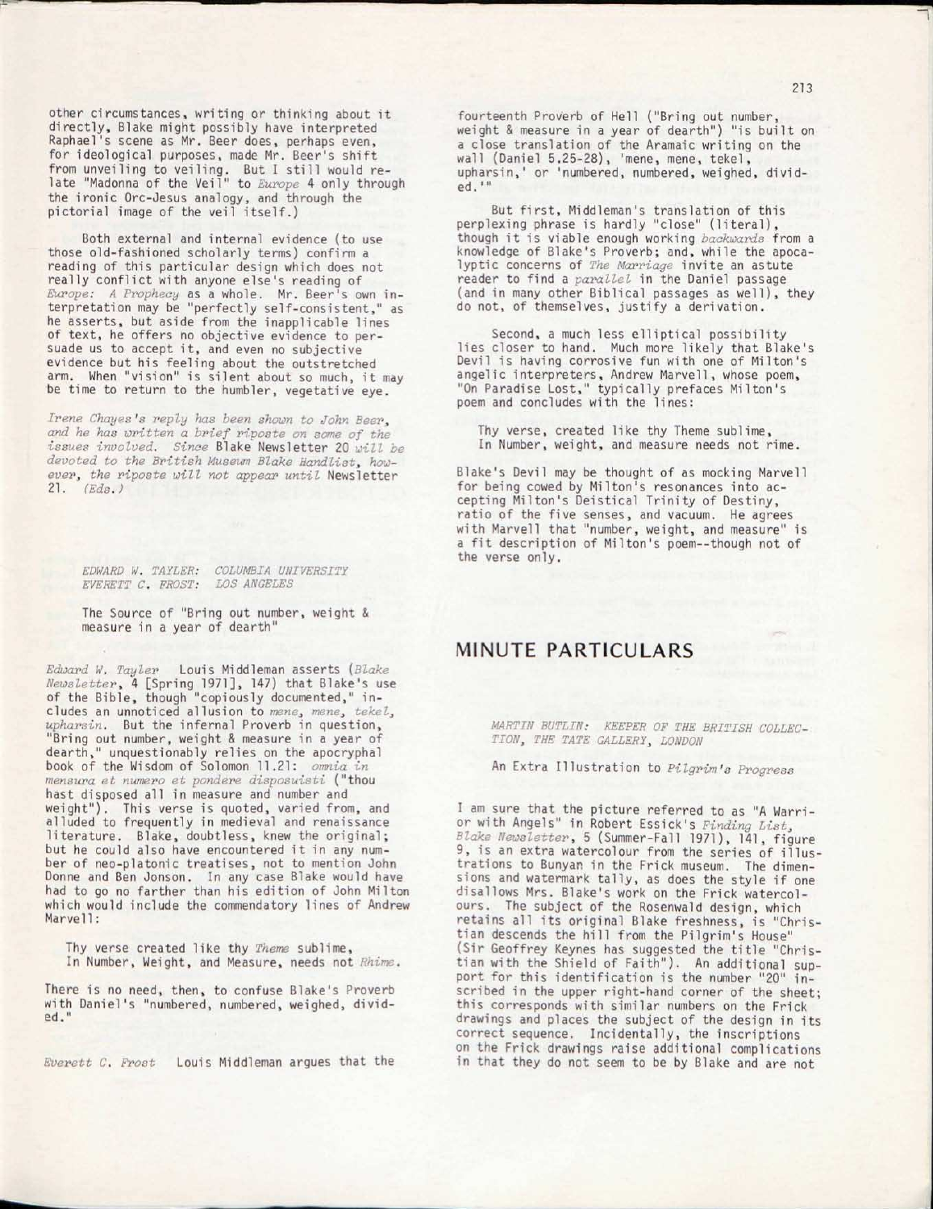other circumstances, writing or thinking about it directly, Blake might possibly have interpreted Raphael's scene as Mr. Beer does, perhaps even, for ideological purposes, made Mr. Beer's shift from unveiling to veiling. But I still would relate "Madonna of the Veil" to *Europe* 4 only through the ironic Orc-Jesus analogy, and through the pictorial image of the veil itself.)

Both external and internal evidence (to use those old-fashioned scholarly terms) confirm a reading of this particular design which does not really conflict with anyone else's reading of *Europe: A Prophecy* as a whole. Mr. Beer's own interpretation may be "perfectly self-consistent," as he asserts, but aside from the inapplicable lines of text, he offers no objective evidence to persuade us to accept it, and even no subjective evidence but his feeling about the outstretched arm. When "vision" is silent about so much, it may be time to return to the humbler, vegetative eye.

*Irene Chayes's reply has been shown to John Beer, and he has written a brief riposte on some of the issues involved. Since* Blake Newsletter 20 *will be devoted to the British Museum Blake Handlist, however, the riposte will not appear until* Newsletter 21. *(Eds.)*

*EDWARD W. TAYLER: COLUMBIA UNIVERSITY*
*EVERETT C. FROST: LOS ANGELES*

The Source of "Bring out number, weight & measure in a year of dearth"

*Edward W. Tayler* Louis Middleman asserts (*Blake Newsletter*, 4 [Spring 1971], 147) that Blake's use of the Bible, though "copiously documented," includes an unnoticed allusion to *mene, mene, tekel, upharsin*. But the infernal Proverb in question, "Bring out number, weight & measure in a year of dearth," unquestionably relies on the apocryphal book of the Wisdom of Solomon 11.21: *omnia in mensura et numero et pondere disposuisti* ("thou hast disposed all in measure and number and weight"). This verse is quoted, varied from, and alluded to frequently in medieval and renaissance literature. Blake, doubtless, knew the original; but he could also have encountered it in any number of neo-platonic treatises, not to mention John Donne and Ben Jonson. In any case Blake would have had to go no farther than his edition of John Milton which would include the commendatory lines of Andrew Marvell:

> Thy verse created like thy *Theme* sublime,
> In Number, Weight, and Measure, needs not *Rhime*.

There is no need, then, to confuse Blake's Proverb with Daniel's "numbered, numbered, weighed, divided."

*Everett C. Frost* Louis Middleman argues that the fourteenth Proverb of Hell ("Bring out number, weight & measure in a year of dearth") "is built on a close translation of the Aramaic writing on the wall (Daniel 5.25-28), 'mene, mene, tekel, upharsin,' or 'numbered, numbered, weighed, divided.'"

But first, Middleman's translation of this perplexing phrase is hardly "close" (literal), though it is viable enough working *backwards* from a knowledge of Blake's Proverb; and, while the apocalyptic concerns of *The Marriage* invite an astute reader to find a *parallel* in the Daniel passage (and in many other Biblical passages as well), they do not, of themselves, justify a derivation.

Second, a much less elliptical possibility lies closer to hand. Much more likely that Blake's Devil is having corrosive fun with one of Milton's angelic interpreters, Andrew Marvell, whose poem, "On Paradise Lost," typically prefaces Milton's poem and concludes with the lines:

> Thy verse, created like thy Theme sublime,
> In Number, weight, and measure needs not rime.

Blake's Devil may be thought of as mocking Marvell for being cowed by Milton's resonances into accepting Milton's Deistical Trinity of Destiny, ratio of the five senses, and vacuum. He agrees with Marvell that "number, weight, and measure" is a fit description of Milton's poem--though not of the verse only.

## MINUTE PARTICULARS

*MARTIN BUTLIN: KEEPER OF THE BRITISH COLLECTION, THE TATE GALLERY, LONDON*

An Extra Illustration to *Pilgrim's Progress*

I am sure that the picture referred to as "A Warrior with Angels" in Robert Essick's *Finding List*, *Blake Newsletter*, 5 (Summer-Fall 1971), 141, figure 9, is an extra watercolour from the series of illustrations to Bunyan in the Frick museum. The dimensions and watermark tally, as does the style if one disallows Mrs. Blake's work on the Frick watercolours. The subject of the Rosenwald design, which retains all its original Blake freshness, is "Christian descends the hill from the Pilgrim's House" (Sir Geoffrey Keynes has suggested the title "Christian with the Shield of Faith"). An additional support for this identification is the number "20" inscribed in the upper right-hand corner of the sheet; this corresponds with similar numbers on the Frick drawings and places the subject of the design in its correct sequence. Incidentally, the inscriptions on the Frick drawings raise additional complications in that they do not seem to be by Blake and are not